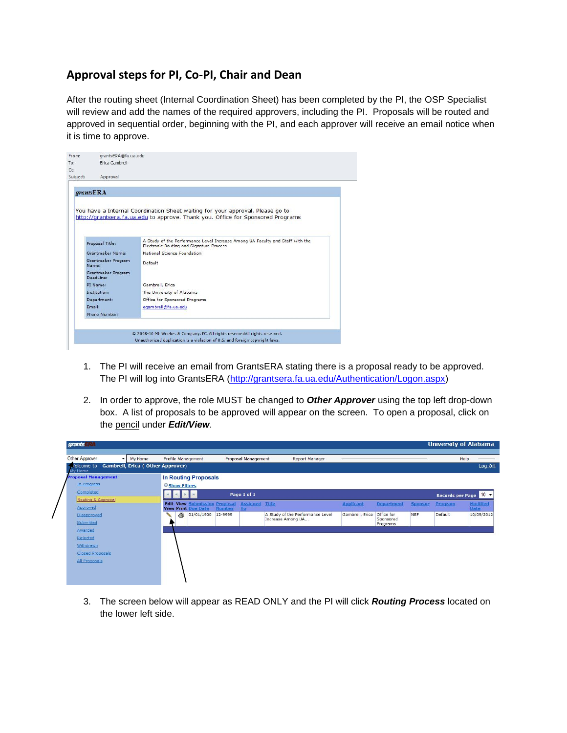## Approval steps for PI, Co-PI, Chair and Dean

After the routing sheet (Internal Coordination Sheet) has been completed by the PI, the OSP Specialist will review and add the names of the required approvers, including the PI. Proposals will be routed and approved in sequential order, beginning with the PI, and each approver will receive an email notice when it is time to approve.

From: grantsERA@fa.ua.edu
To: Erica Gambrell
Cc:
Subject: Approval

**grantsERA**

You have a Internal Coordination Sheet waiting for your approval. Please go to http://grantsera.fa.ua.edu to approve. Thank you. Office for Sponsored Programs

| | |
|---|---|
| Proposal Title: | A Study of the Performance Level Increase Among UA Faculty and Staff with the Electronic Routing and Signature Process |
| Grantmaker Name: | National Science Foundation |
| Grantmaker Program Name: | Default |
| Grantmaker Program DeadLine: | |
| PI Name: | Gambrell, Erica |
| Institution: | The University of Alabama |
| Department: | Office for Sponsored Programs |
| Email: | egambrell@fa.ua.edu |
| Phone Number: | |

© 2008-10 ML Weekes & Company, PC. All rights reservedAll rights reserved.
Unauthorized duplication is a violation of U.S. and foreign copyright laws.

1. The PI will receive an email from GrantsERA stating there is a proposal ready to be approved. The PI will log into GrantsERA (http://grantsera.fa.ua.edu/Authentication/Logon.aspx)

2. In order to approve, the role MUST be changed to ***Other Approver*** using the top left drop-down box. A list of proposals to be approved will appear on the screen. To open a proposal, click on the pencil under ***Edit/View***.

grantsERA — University of Alabama

Other Approver | My Home | Profile Management | Proposal Management | Report Manager | Help

Welcome to Gambrell, Erica ( Other Approver) — Log Off

My Home

**Proposal Management**
- In Progress
- Completed
- Routing & Approval
- Approved
- Disapproved
- Submitted
- Awarded
- Rejected
- Withdrawn
- Closed Proposals
- All Proposals

**In Routing Proposals**

Show Filters

Page 1 of 1 — Records per Page 10

| Edit View | View Print | Submission Due Date | Proposal Number | Assigned To | Title | Applicant | Department | Sponsor | Program | Modified Date |
|---|---|---|---|---|---|---|---|---|---|---|
| ✎ | 🖶 | 01/01/1900 | 12-9999 | | A Study of the Performance Level Increase Among UA... | Gambrell, Erica | Office for Sponsored Programs | NSF | Default | 10/09/2012 |

3. The screen below will appear as READ ONLY and the PI will click ***Routing Process*** located on the lower left side.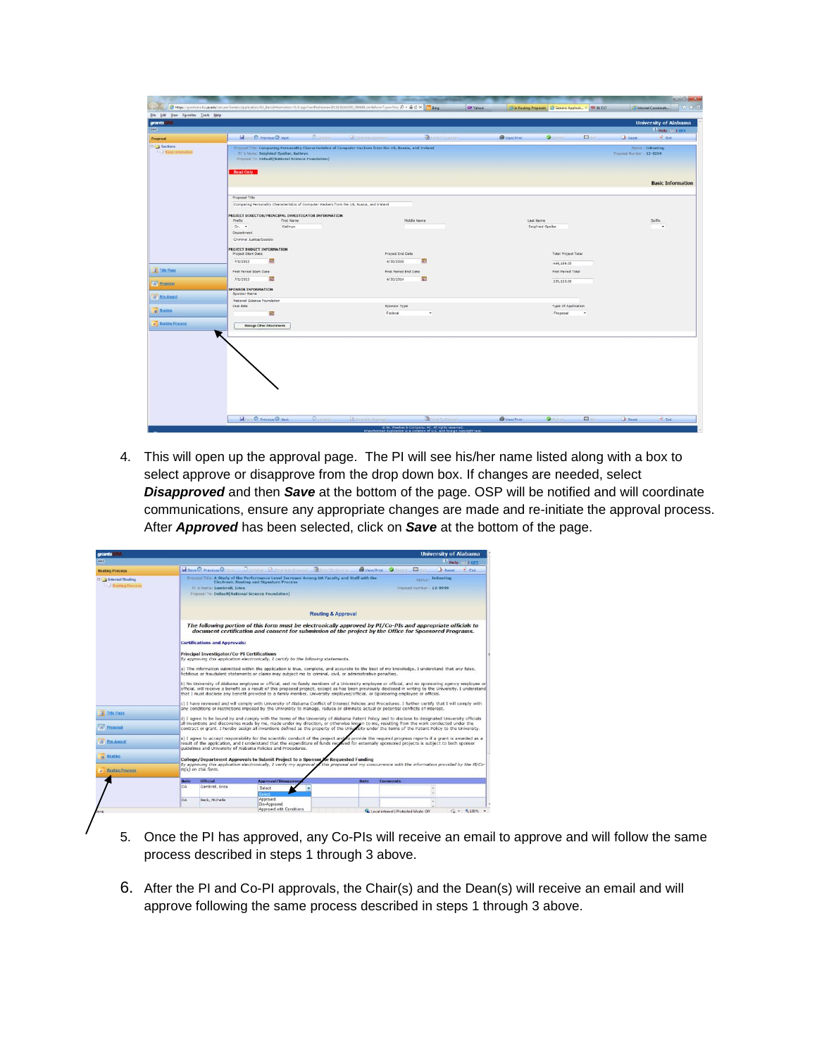4. This will open up the approval page. The PI will see his/her name listed along with a box to select approve or disapprove from the drop down box. If changes are needed, select ***Disapproved*** and then ***Save*** at the bottom of the page. OSP will be notified and will coordinate communications, ensure any appropriate changes are made and re-initiate the approval process. After ***Approved*** has been selected, click on ***Save*** at the bottom of the page.

5. Once the PI has approved, any Co-PIs will receive an email to approve and will follow the same process described in steps 1 through 3 above.

6. After the PI and Co-PI approvals, the Chair(s) and the Dean(s) will receive an email and will approve following the same process described in steps 1 through 3 above.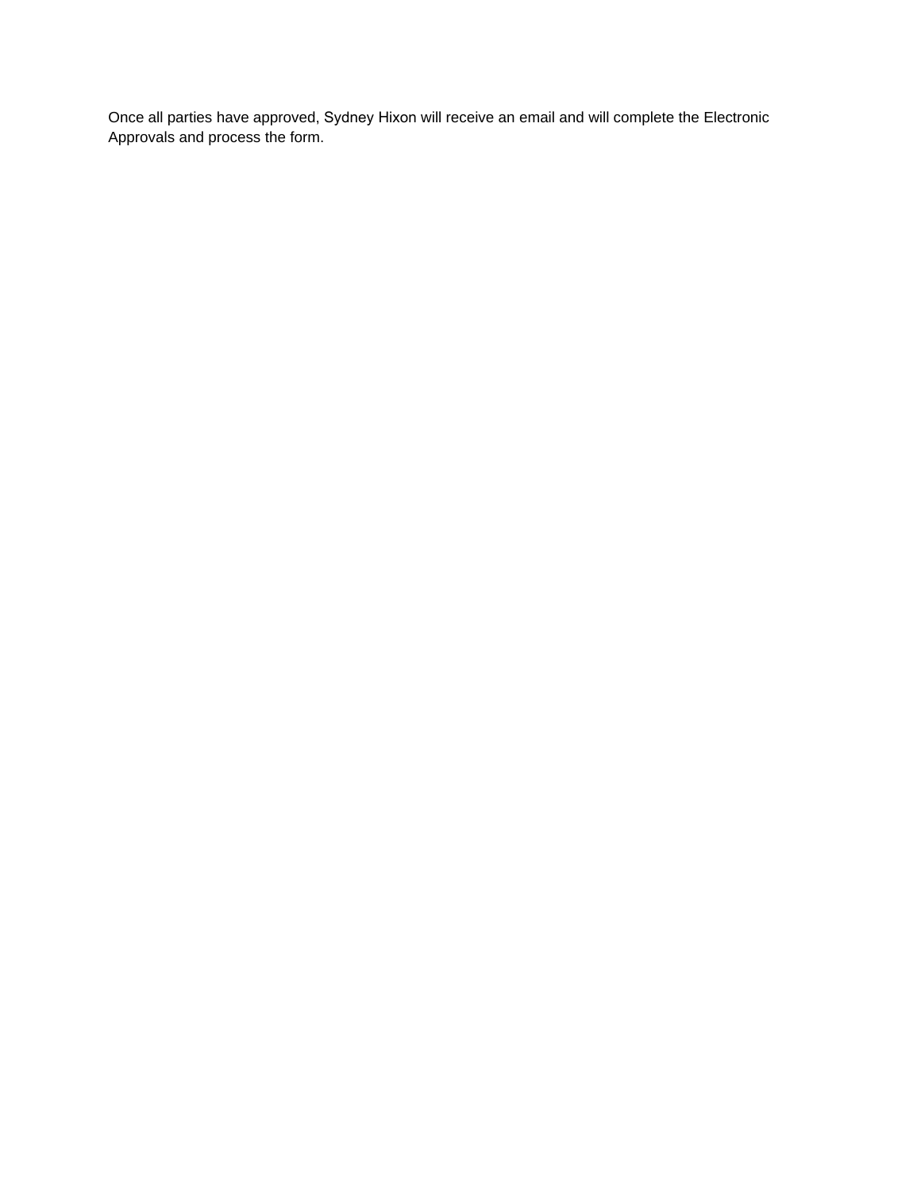Once all parties have approved, Sydney Hixon will receive an email and will complete the Electronic Approvals and process the form.